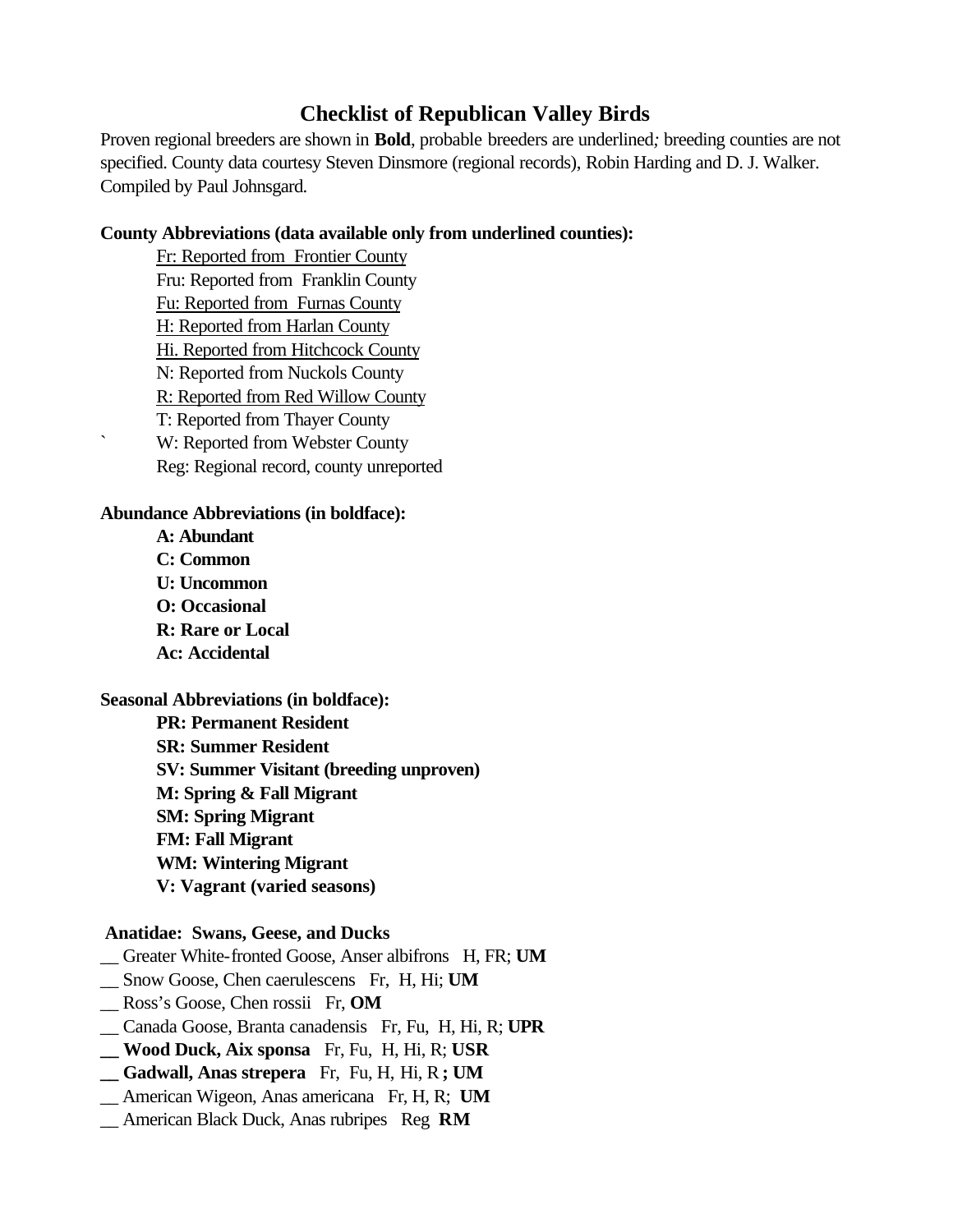# Checklist of Republican Valley Birds

Proven regional breeders are shown in **Bold**, probable breeders are underlined*;* breeding counties are not specified. County data courtesy Steven Dinsmore (regional records), Robin Harding and D. J. Walker. Compiled by Paul Johnsgard.

**County Abbreviations (data available only from underlined counties):**

<u>Fr: Reported from Frontier County</u>
Fru: Reported from Franklin County
<u>Fu: Reported from Furnas County</u>
<u>H: Reported from Harlan County</u>
<u>Hi. Reported from Hitchcock County</u>
N: Reported from Nuckols County
<u>R: Reported from Red Willow County</u>
T: Reported from Thayer County
` W: Reported from Webster County
Reg: Regional record, county unreported

**Abundance Abbreviations (in boldface):**

**A: Abundant**
**C: Common**
**U: Uncommon**
**O: Occasional**
**R: Rare or Local**
**Ac: Accidental**

**Seasonal Abbreviations (in boldface):**

**PR: Permanent Resident**
**SR: Summer Resident**
**SV: Summer Visitant (breeding unproven)**
**M: Spring & Fall Migrant**
**SM: Spring Migrant**
**FM: Fall Migrant**
**WM: Wintering Migrant**
**V: Vagrant (varied seasons)**

**Anatidae: Swans, Geese, and Ducks**

__ Greater White-fronted Goose, Anser albifrons H, FR; **UM**
__ Snow Goose, Chen caerulescens Fr, H, Hi; **UM**
__ Ross's Goose, Chen rossii Fr, **OM**
__ Canada Goose, Branta canadensis Fr, Fu, H, Hi, R; **UPR**
**__ Wood Duck, Aix sponsa** Fr, Fu, H, Hi, R; **USR**
**__ Gadwall, Anas strepera** Fr, Fu, H, Hi, R **; UM**
__ American Wigeon, Anas americana Fr, H, R; **UM**
__ American Black Duck, Anas rubripes Reg **RM**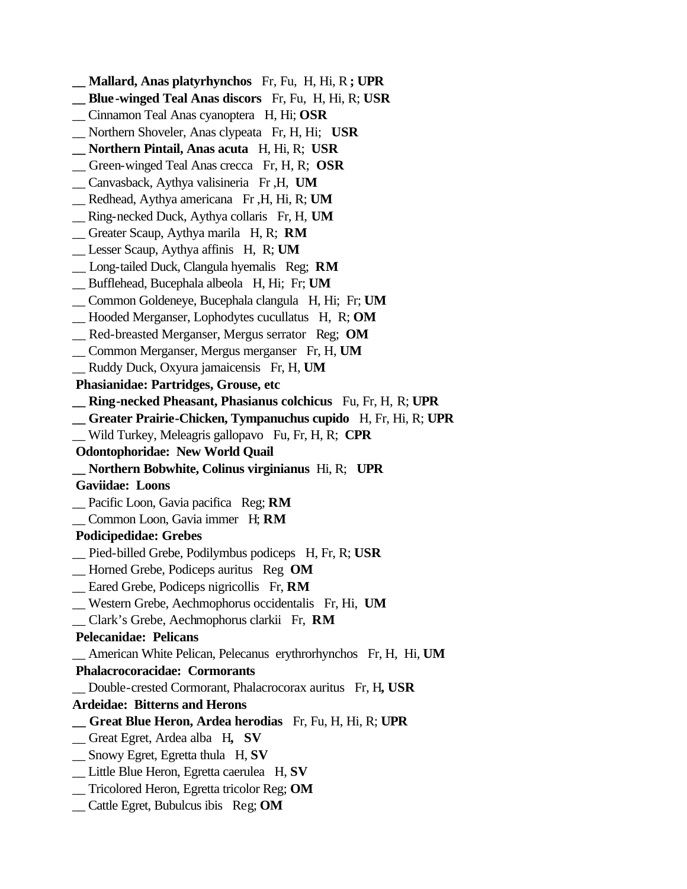**__ Mallard, Anas platyrhynchos** Fr, Fu, H, Hi, R **; UPR**
**__ Blue-winged Teal Anas discors** Fr, Fu, H, Hi, R; **USR**
__ Cinnamon Teal Anas cyanoptera H, Hi; **OSR**
__ Northern Shoveler, Anas clypeata Fr, H, Hi; **USR**
**__ Northern Pintail, Anas acuta** H, Hi, R; **USR**
__ Green-winged Teal Anas crecca Fr, H, R; **OSR**
__ Canvasback, Aythya valisineria Fr ,H, **UM**
__ Redhead, Aythya americana Fr ,H, Hi, R; **UM**
__ Ring-necked Duck, Aythya collaris Fr, H, **UM**
__ Greater Scaup, Aythya marila H, R; **RM**
__ Lesser Scaup, Aythya affinis H, R; **UM**
__ Long-tailed Duck, Clangula hyemalis Reg; **RM**
__ Bufflehead, Bucephala albeola H, Hi; Fr; **UM**
__ Common Goldeneye, Bucephala clangula H, Hi; Fr; **UM**
__ Hooded Merganser, Lophodytes cucullatus H, R; **OM**
__ Red-breasted Merganser, Mergus serrator Reg; **OM**
__ Common Merganser, Mergus merganser Fr, H, **UM**
__ Ruddy Duck, Oxyura jamaicensis Fr, H, **UM**

**Phasianidae: Partridges, Grouse, etc**

**__ Ring-necked Pheasant, Phasianus colchicus** Fu, Fr, H, R; **UPR**
**__ Greater Prairie-Chicken, Tympanuchus cupido** H, Fr, Hi, R; **UPR**
__ Wild Turkey, Meleagris gallopavo Fu, Fr, H, R; **CPR**

**Odontophoridae: New World Quail**

**__ Northern Bobwhite, Colinus virginianus** Hi, R; **UPR**

**Gaviidae: Loons**

__ Pacific Loon, Gavia pacifica Reg; **RM**
__ Common Loon, Gavia immer H; **RM**

**Podicipedidae: Grebes**

__ Pied-billed Grebe, Podilymbus podiceps H, Fr, R; **USR**
__ Horned Grebe, Podiceps auritus Reg **OM**
__ Eared Grebe, Podiceps nigricollis Fr, **RM**
__ Western Grebe, Aechmophorus occidentalis Fr, Hi, **UM**
__ Clark's Grebe, Aechmophorus clarkii Fr, **RM**

**Pelecanidae: Pelicans**

__ American White Pelican, Pelecanus erythrorhynchos Fr, H, Hi, **UM**

**Phalacrocoracidae: Cormorants**

__ Double-crested Cormorant, Phalacrocorax auritus Fr, H**, USR**

**Ardeidae: Bitterns and Herons**

**__ Great Blue Heron, Ardea herodias** Fr, Fu, H, Hi, R; **UPR**
__ Great Egret, Ardea alba H**, SV**
__ Snowy Egret, Egretta thula H, **SV**
__ Little Blue Heron, Egretta caerulea H, **SV**
__ Tricolored Heron, Egretta tricolor Reg; **OM**
__ Cattle Egret, Bubulcus ibis Reg; **OM**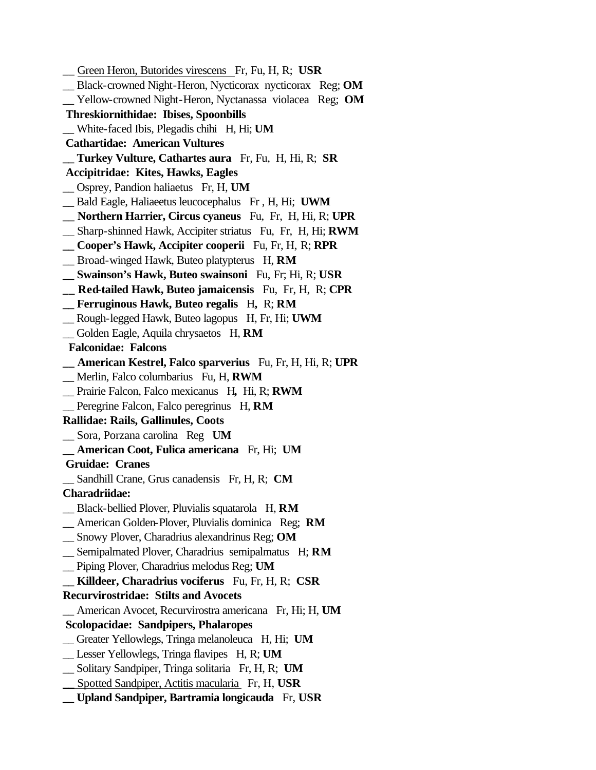__ <u>Green Heron, Butorides virescens</u> Fr, Fu, H, R; **USR**
__ Black-crowned Night-Heron, Nycticorax nycticorax Reg; **OM**
__ Yellow-crowned Night-Heron, Nyctanassa violacea Reg; **OM**
**Threskiornithidae: Ibises, Spoonbills**
__ White-faced Ibis, Plegadis chihi H, Hi; **UM**
**Cathartidae: American Vultures**
**__ Turkey Vulture, Cathartes aura** Fr, Fu, H, Hi, R; **SR**
**Accipitridae: Kites, Hawks, Eagles**
__ Osprey, Pandion haliaetus Fr, H, **UM**
__ Bald Eagle, Haliaeetus leucocephalus Fr , H, Hi; **UWM**
**__ Northern Harrier, Circus cyaneus** Fu, Fr, H, Hi, R; **UPR**
__ Sharp-shinned Hawk, Accipiter striatus Fu, Fr, H, Hi; **RWM**
**__ Cooper's Hawk, Accipiter cooperii** Fu, Fr, H, R; **RPR**
__ Broad-winged Hawk, Buteo platypterus H, **RM**
**__ Swainson's Hawk, Buteo swainsoni** Fu, Fr; Hi, R; **USR**
**__ Red-tailed Hawk, Buteo jamaicensis** Fu, Fr, H, R; **CPR**
**__ Ferruginous Hawk, Buteo regalis** H**,** R; **RM**
__ Rough-legged Hawk, Buteo lagopus H, Fr, Hi; **UWM**
__ Golden Eagle, Aquila chrysaetos H, **RM**
**Falconidae: Falcons**
**__ American Kestrel, Falco sparverius** Fu, Fr, H, Hi, R; **UPR**
__ Merlin, Falco columbarius Fu, H, **RWM**
__ Prairie Falcon, Falco mexicanus H**,** Hi, R; **RWM**
__ Peregrine Falcon, Falco peregrinus H, **RM**
**Rallidae: Rails, Gallinules, Coots**
__ Sora, Porzana carolina Reg **UM**
**__ American Coot, Fulica americana** Fr, Hi; **UM**
**Gruidae: Cranes**
__ Sandhill Crane, Grus canadensis Fr, H, R; **CM**
**Charadriidae:**
__ Black-bellied Plover, Pluvialis squatarola H, **RM**
__ American Golden-Plover, Pluvialis dominica Reg; **RM**
__ Snowy Plover, Charadrius alexandrinus Reg; **OM**
__ Semipalmated Plover, Charadrius semipalmatus H; **RM**
__ Piping Plover, Charadrius melodus Reg; **UM**
**__ Killdeer, Charadrius vociferus** Fu, Fr, H, R; **CSR**
**Recurvirostridae: Stilts and Avocets**
__ American Avocet, Recurvirostra americana Fr, Hi; H, **UM**
**Scolopacidae: Sandpipers, Phalaropes**
__ Greater Yellowlegs, Tringa melanoleuca H, Hi; **UM**
__ Lesser Yellowlegs, Tringa flavipes H, R; **UM**
__ Solitary Sandpiper, Tringa solitaria Fr, H, R; **UM**
__ <u>Spotted Sandpiper, Actitis macularia</u> Fr, H, **USR**
**__ Upland Sandpiper, Bartramia longicauda** Fr, **USR**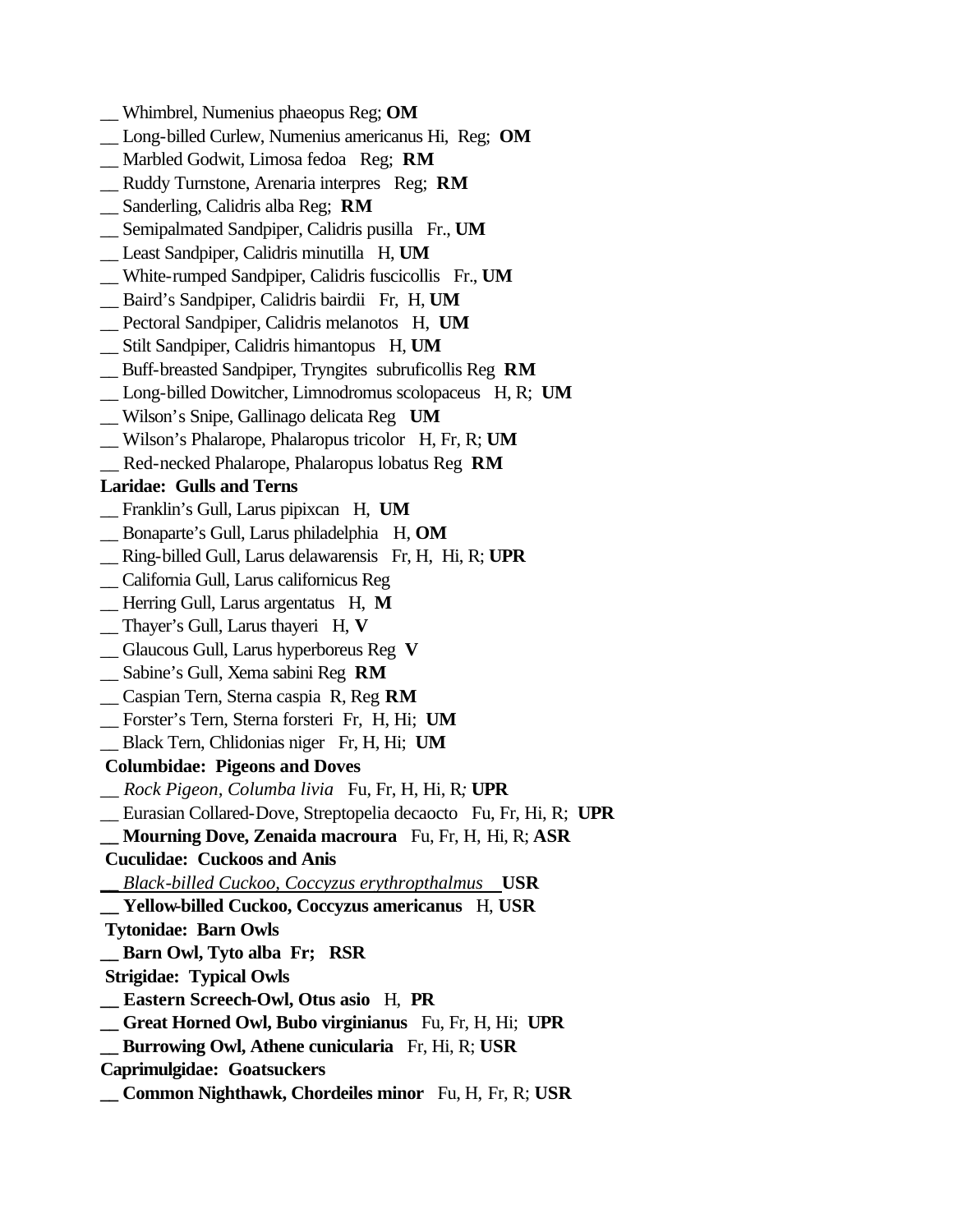__ Whimbrel, Numenius phaeopus Reg; **OM**
__ Long-billed Curlew, Numenius americanus Hi, Reg; **OM**
__ Marbled Godwit, Limosa fedoa Reg; **RM**
__ Ruddy Turnstone, Arenaria interpres Reg; **RM**
__ Sanderling, Calidris alba Reg; **RM**
__ Semipalmated Sandpiper, Calidris pusilla Fr., **UM**
__ Least Sandpiper, Calidris minutilla H, **UM**
__ White-rumped Sandpiper, Calidris fuscicollis Fr., **UM**
__ Baird's Sandpiper, Calidris bairdii Fr, H, **UM**
__ Pectoral Sandpiper, Calidris melanotos H, **UM**
__ Stilt Sandpiper, Calidris himantopus H, **UM**
__ Buff-breasted Sandpiper, Tryngites subruficollis Reg **RM**
__ Long-billed Dowitcher, Limnodromus scolopaceus H, R; **UM**
__ Wilson's Snipe, Gallinago delicata Reg **UM**
__ Wilson's Phalarope, Phalaropus tricolor H, Fr, R; **UM**
__ Red-necked Phalarope, Phalaropus lobatus Reg **RM**

**Laridae: Gulls and Terns**

__ Franklin's Gull, Larus pipixcan H, **UM**
__ Bonaparte's Gull, Larus philadelphia H, **OM**
__ Ring-billed Gull, Larus delawarensis Fr, H, Hi, R; **UPR**
__ California Gull, Larus californicus Reg
__ Herring Gull, Larus argentatus H, **M**
__ Thayer's Gull, Larus thayeri H, **V**
__ Glaucous Gull, Larus hyperboreus Reg **V**
__ Sabine's Gull, Xema sabini Reg **RM**
__ Caspian Tern, Sterna caspia R, Reg **RM**
__ Forster's Tern, Sterna forsteri Fr, H, Hi; **UM**
__ Black Tern, Chlidonias niger Fr, H, Hi; **UM**

**Columbidae: Pigeons and Doves**

__ *Rock Pigeon, Columba livia* Fu, Fr, H, Hi, R; **UPR**
__ Eurasian Collared-Dove, Streptopelia decaocto Fu, Fr, Hi, R; **UPR**
**__ Mourning Dove, Zenaida macroura** Fu, Fr, H, Hi, R; **ASR**

**Cuculidae: Cuckoos and Anis**

__ *Black-billed Cuckoo, Coccyzus erythropthalmus* **USR**
**__ Yellow-billed Cuckoo, Coccyzus americanus** H, **USR**

**Tytonidae: Barn Owls**

**__ Barn Owl, Tyto alba Fr; RSR**

**Strigidae: Typical Owls**

**__ Eastern Screech-Owl, Otus asio** H, **PR**
**__ Great Horned Owl, Bubo virginianus** Fu, Fr, H, Hi; **UPR**
**__ Burrowing Owl, Athene cunicularia** Fr, Hi, R; **USR**

**Caprimulgidae: Goatsuckers**

**__ Common Nighthawk, Chordeiles minor** Fu, H, Fr, R; **USR**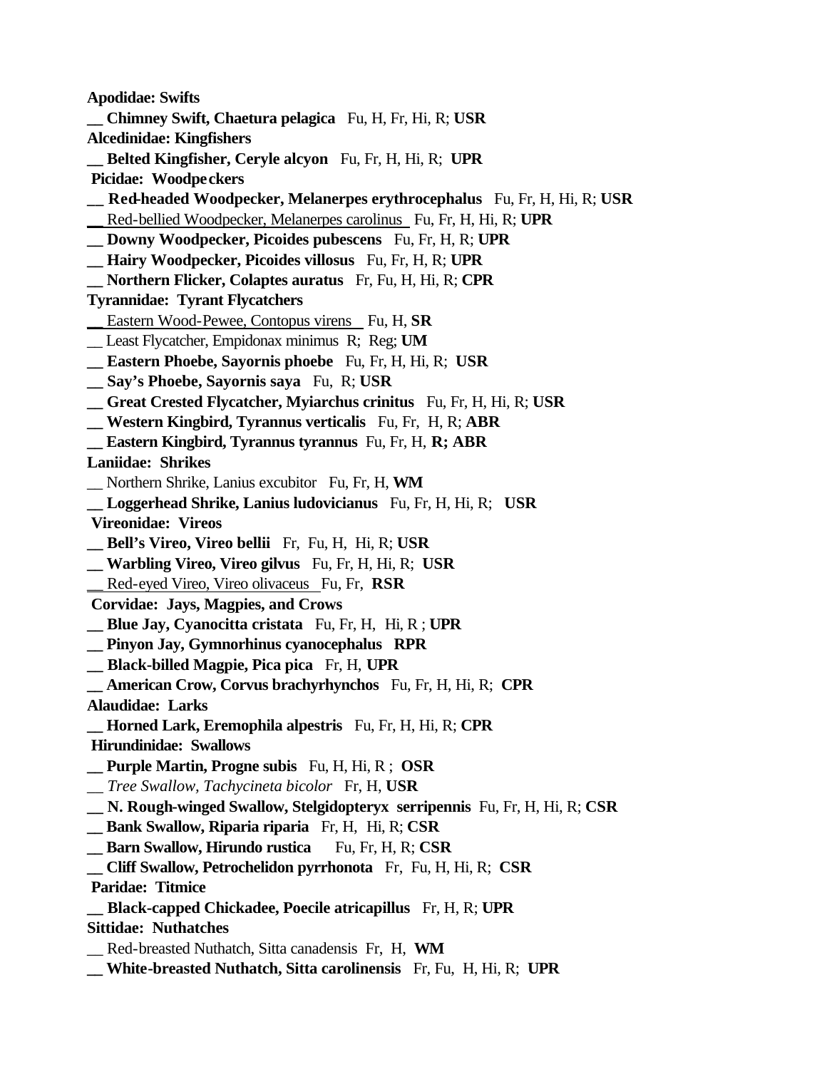**Apodidae: Swifts**

**__ Chimney Swift, Chaetura pelagica** Fu, H, Fr, Hi, R; **USR**

**Alcedinidae: Kingfishers**

**__ Belted Kingfisher, Ceryle alcyon** Fu, Fr, H, Hi, R; **UPR**

**Picidae: Woodpeckers**

**__ Red-headed Woodpecker, Melanerpes erythrocephalus** Fu, Fr, H, Hi, R; **USR**

__ <u>Red-bellied Woodpecker, Melanerpes carolinus</u> Fu, Fr, H, Hi, R; **UPR**

**__ Downy Woodpecker, Picoides pubescens** Fu, Fr, H, R; **UPR**

**__ Hairy Woodpecker, Picoides villosus** Fu, Fr, H, R; **UPR**

**__ Northern Flicker, Colaptes auratus** Fr, Fu, H, Hi, R; **CPR**

**Tyrannidae: Tyrant Flycatchers**

__ <u>Eastern Wood-Pewee, Contopus virens</u> Fu, H, **SR**

__ Least Flycatcher, Empidonax minimus R; Reg; **UM**

**__ Eastern Phoebe, Sayornis phoebe** Fu, Fr, H, Hi, R; **USR**

**__ Say's Phoebe, Sayornis saya** Fu, R; **USR**

**__ Great Crested Flycatcher, Myiarchus crinitus** Fu, Fr, H, Hi, R; **USR**

**__ Western Kingbird, Tyrannus verticalis** Fu, Fr, H, R; **ABR**

**__ Eastern Kingbird, Tyrannus tyrannus** Fu, Fr, H, **R; ABR**

**Laniidae: Shrikes**

__ Northern Shrike, Lanius excubitor Fu, Fr, H, **WM**

**__ Loggerhead Shrike, Lanius ludovicianus** Fu, Fr, H, Hi, R; **USR**

**Vireonidae: Vireos**

**__ Bell's Vireo, Vireo bellii** Fr, Fu, H, Hi, R; **USR**

**__ Warbling Vireo, Vireo gilvus** Fu, Fr, H, Hi, R; **USR**

__ <u>Red-eyed Vireo, Vireo olivaceus</u> Fu, Fr, **RSR**

**Corvidae: Jays, Magpies, and Crows**

**__ Blue Jay, Cyanocitta cristata** Fu, Fr, H, Hi, R ; **UPR**

**__ Pinyon Jay, Gymnorhinus cyanocephalus RPR**

**__ Black-billed Magpie, Pica pica** Fr, H, **UPR**

**__ American Crow, Corvus brachyrhynchos** Fu, Fr, H, Hi, R; **CPR**

**Alaudidae: Larks**

**__ Horned Lark, Eremophila alpestris** Fu, Fr, H, Hi, R; **CPR**

**Hirundinidae: Swallows**

**__ Purple Martin, Progne subis** Fu, H, Hi, R ; **OSR**

__ *Tree Swallow, Tachycineta bicolor* Fr, H, **USR**

**__ N. Rough-winged Swallow, Stelgidopteryx serripennis** Fu, Fr, H, Hi, R; **CSR**

**__ Bank Swallow, Riparia riparia** Fr, H, Hi, R; **CSR**

**__ Barn Swallow, Hirundo rustica** Fu, Fr, H, R; **CSR**

**__ Cliff Swallow, Petrochelidon pyrrhonota** Fr, Fu, H, Hi, R; **CSR**

**Paridae: Titmice**

**__ Black-capped Chickadee, Poecile atricapillus** Fr, H, R; **UPR**

**Sittidae: Nuthatches**

__ Red-breasted Nuthatch, Sitta canadensis Fr, H, **WM**

**__ White-breasted Nuthatch, Sitta carolinensis** Fr, Fu, H, Hi, R; **UPR**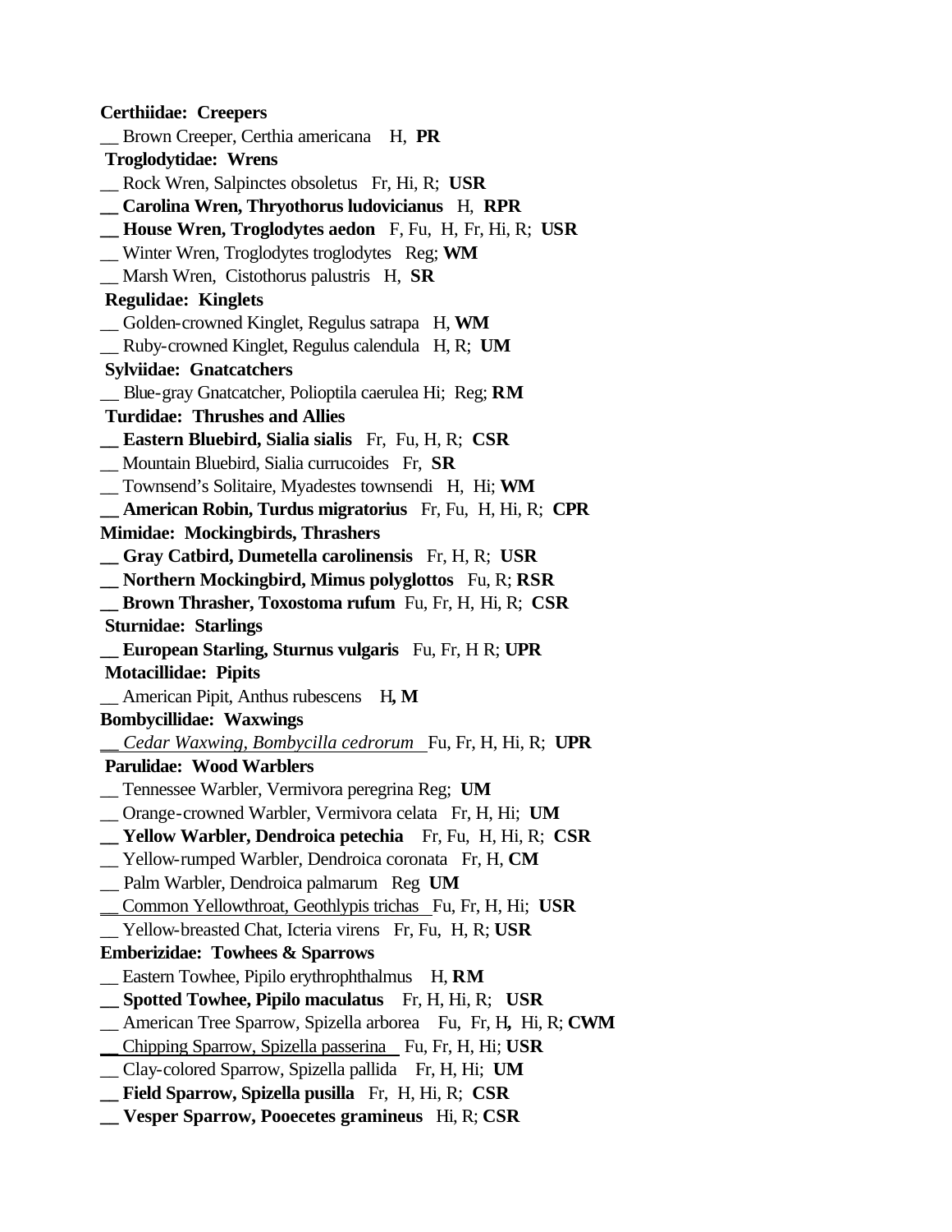**Certhiidae: Creepers**

__ Brown Creeper, Certhia americana H, **PR**

**Troglodytidae: Wrens**

__ Rock Wren, Salpinctes obsoletus Fr, Hi, R; **USR**

**__ Carolina Wren, Thryothorus ludovicianus** H, **RPR**

**__ House Wren, Troglodytes aedon** F, Fu, H, Fr, Hi, R; **USR**

__ Winter Wren, Troglodytes troglodytes Reg; **WM**

__ Marsh Wren, Cistothorus palustris H, **SR**

**Regulidae: Kinglets**

__ Golden-crowned Kinglet, Regulus satrapa H, **WM**

__ Ruby-crowned Kinglet, Regulus calendula H, R; **UM**

**Sylviidae: Gnatcatchers**

__ Blue-gray Gnatcatcher, Polioptila caerulea Hi; Reg; **RM**

**Turdidae: Thrushes and Allies**

**__ Eastern Bluebird, Sialia sialis** Fr, Fu, H, R; **CSR**

__ Mountain Bluebird, Sialia currucoides Fr, **SR**

__ Townsend's Solitaire, Myadestes townsendi H, Hi; **WM**

**__ American Robin, Turdus migratorius** Fr, Fu, H, Hi, R; **CPR**

**Mimidae: Mockingbirds, Thrashers**

**__ Gray Catbird, Dumetella carolinensis** Fr, H, R; **USR**

**__ Northern Mockingbird, Mimus polyglottos** Fu, R; **RSR**

**__ Brown Thrasher, Toxostoma rufum** Fu, Fr, H, Hi, R; **CSR**

**Sturnidae: Starlings**

**__ European Starling, Sturnus vulgaris** Fu, Fr, H R; **UPR**

**Motacillidae: Pipits**

__ American Pipit, Anthus rubescens H**, M**

**Bombycillidae: Waxwings**

__ *Cedar Waxwing, Bombycilla cedrorum* Fu, Fr, H, Hi, R; **UPR**

**Parulidae: Wood Warblers**

__ Tennessee Warbler, Vermivora peregrina Reg; **UM**

__ Orange-crowned Warbler, Vermivora celata Fr, H, Hi; **UM**

**__ Yellow Warbler, Dendroica petechia** Fr, Fu, H, Hi, R; **CSR**

__ Yellow-rumped Warbler, Dendroica coronata Fr, H, **CM**

__ Palm Warbler, Dendroica palmarum Reg **UM**

__ Common Yellowthroat, Geothlypis trichas Fu, Fr, H, Hi; **USR**

__ Yellow-breasted Chat, Icteria virens Fr, Fu, H, R; **USR**

**Emberizidae: Towhees & Sparrows**

__ Eastern Towhee, Pipilo erythrophthalmus H, **RM**

**__ Spotted Towhee, Pipilo maculatus** Fr, H, Hi, R; **USR**

__ American Tree Sparrow, Spizella arborea Fu, Fr, H**,** Hi, R; **CWM**

__ Chipping Sparrow, Spizella passerina Fu, Fr, H, Hi; **USR**

__ Clay-colored Sparrow, Spizella pallida Fr, H, Hi; **UM**

**__ Field Sparrow, Spizella pusilla** Fr, H, Hi, R; **CSR**

**__ Vesper Sparrow, Pooecetes gramineus** Hi, R; **CSR**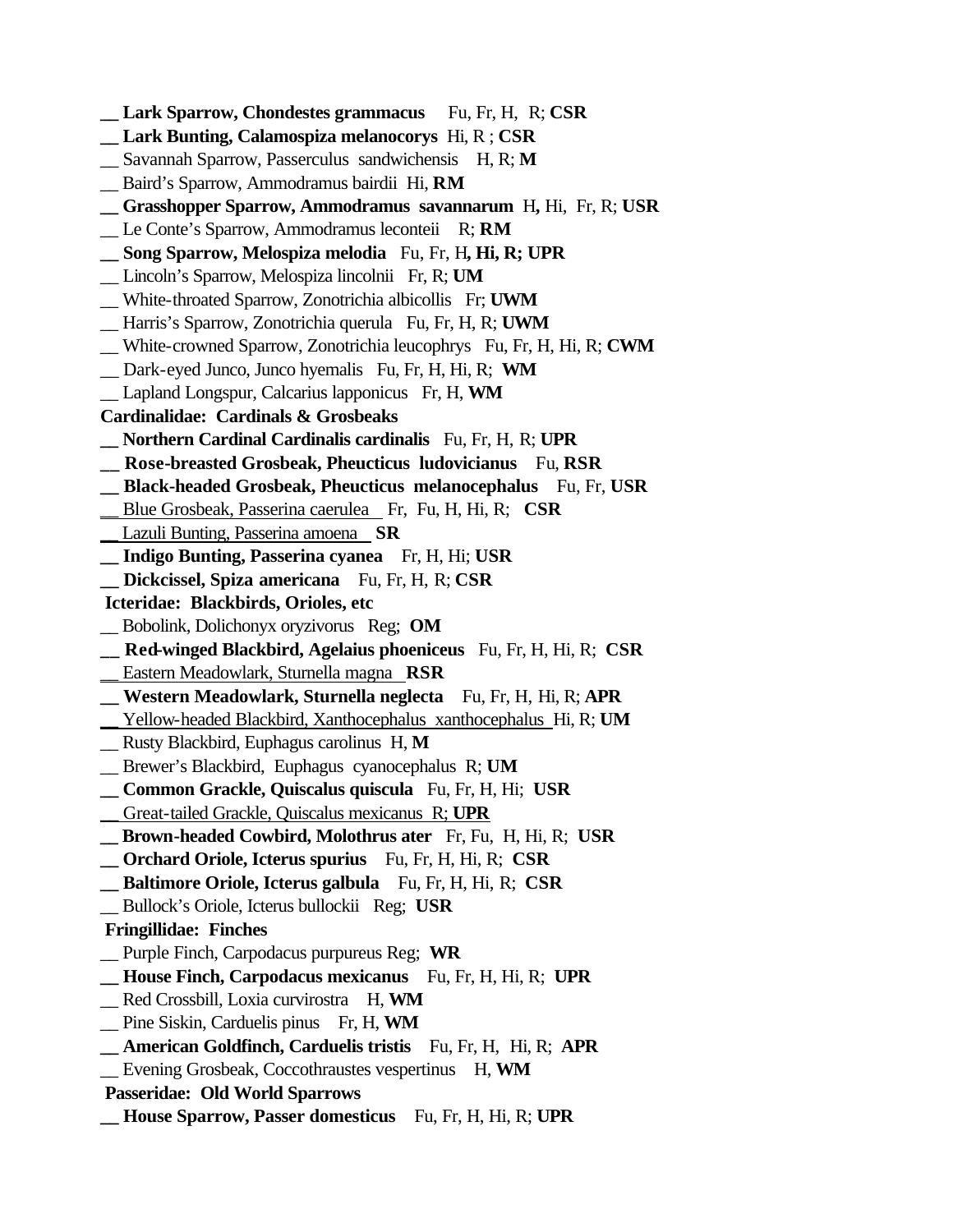**__ Lark Sparrow, Chondestes grammacus** Fu, Fr, H, R; **CSR**
**__ Lark Bunting, Calamospiza melanocorys** Hi, R ; **CSR**
__ Savannah Sparrow, Passerculus sandwichensis H, R; **M**
__ Baird's Sparrow, Ammodramus bairdii Hi, **RM**
**__ Grasshopper Sparrow, Ammodramus savannarum** H**,** Hi, Fr, R; **USR**
__ Le Conte's Sparrow, Ammodramus leconteii R; **RM**
**__ Song Sparrow, Melospiza melodia** Fu, Fr, H**, Hi, R; UPR**
__ Lincoln's Sparrow, Melospiza lincolnii Fr, R; **UM**
__ White-throated Sparrow, Zonotrichia albicollis Fr; **UWM**
__ Harris's Sparrow, Zonotrichia querula Fu, Fr, H, R; **UWM**
__ White-crowned Sparrow, Zonotrichia leucophrys Fu, Fr, H, Hi, R; **CWM**
__ Dark-eyed Junco, Junco hyemalis Fu, Fr, H, Hi, R; **WM**
__ Lapland Longspur, Calcarius lapponicus Fr, H, **WM**

**Cardinalidae: Cardinals & Grosbeaks**

**__ Northern Cardinal Cardinalis cardinalis** Fu, Fr, H, R; **UPR**
**__ Rose-breasted Grosbeak, Pheucticus ludovicianus** Fu, **RSR**
**__ Black-headed Grosbeak, Pheucticus melanocephalus** Fu, Fr, **USR**
__ Blue Grosbeak, Passerina caerulea Fr, Fu, H, Hi, R; **CSR**
__ Lazuli Bunting, Passerina amoena **SR**
**__ Indigo Bunting, Passerina cyanea** Fr, H, Hi; **USR**
**__ Dickcissel, Spiza americana** Fu, Fr, H, R; **CSR**

**Icteridae: Blackbirds, Orioles, etc**

__ Bobolink, Dolichonyx oryzivorus Reg; **OM**
**__ Red-winged Blackbird, Agelaius phoeniceus** Fu, Fr, H, Hi, R; **CSR**
__ Eastern Meadowlark, Sturnella magna **RSR**
**__ Western Meadowlark, Sturnella neglecta** Fu, Fr, H, Hi, R; **APR**
__ Yellow-headed Blackbird, Xanthocephalus xanthocephalus Hi, R; **UM**
__ Rusty Blackbird, Euphagus carolinus H, **M**
__ Brewer's Blackbird, Euphagus cyanocephalus R; **UM**
**__ Common Grackle, Quiscalus quiscula** Fu, Fr, H, Hi; **USR**
__ Great-tailed Grackle, Quiscalus mexicanus R; **UPR**
**__ Brown-headed Cowbird, Molothrus ater** Fr, Fu, H, Hi, R; **USR**
**__ Orchard Oriole, Icterus spurius** Fu, Fr, H, Hi, R; **CSR**
**__ Baltimore Oriole, Icterus galbula** Fu, Fr, H, Hi, R; **CSR**
__ Bullock's Oriole, Icterus bullockii Reg; **USR**

**Fringillidae: Finches**

__ Purple Finch, Carpodacus purpureus Reg; **WR**
**__ House Finch, Carpodacus mexicanus** Fu, Fr, H, Hi, R; **UPR**
__ Red Crossbill, Loxia curvirostra H, **WM**
__ Pine Siskin, Carduelis pinus Fr, H, **WM**
**__ American Goldfinch, Carduelis tristis** Fu, Fr, H, Hi, R; **APR**
__ Evening Grosbeak, Coccothraustes vespertinus H, **WM**

**Passeridae: Old World Sparrows**

**__ House Sparrow, Passer domesticus** Fu, Fr, H, Hi, R; **UPR**